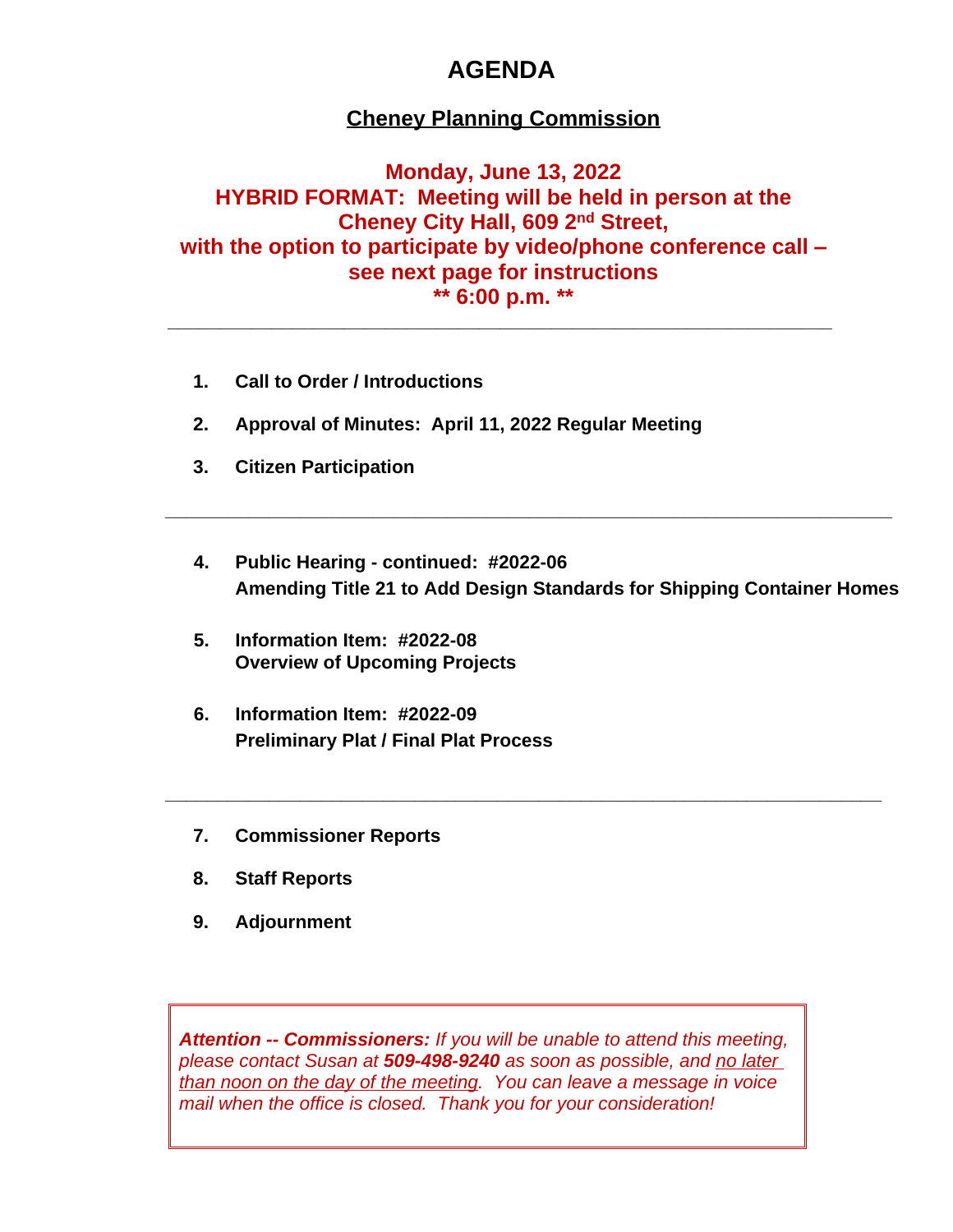# AGENDA

## Cheney Planning Commission

**Monday, June 13, 2022**
**HYBRID FORMAT: Meeting will be held in person at the Cheney City Hall, 609 2nd Street, with the option to participate by video/phone conference call – see next page for instructions**
**\*\* 6:00 p.m. \*\***

---

1. **Call to Order / Introductions**

2. **Approval of Minutes: April 11, 2022 Regular Meeting**

3. **Citizen Participation**

---

4. **Public Hearing - continued: #2022-06**
   **Amending Title 21 to Add Design Standards for Shipping Container Homes**

5. **Information Item: #2022-08**
   **Overview of Upcoming Projects**

6. **Information Item: #2022-09**
   **Preliminary Plat / Final Plat Process**

---

7. **Commissioner Reports**

8. **Staff Reports**

9. **Adjournment**

***Attention -- Commissioners:*** *If you will be unable to attend this meeting, please contact Susan at **509-498-9240** as soon as possible, and no later than noon on the day of the meeting. You can leave a message in voice mail when the office is closed. Thank you for your consideration!*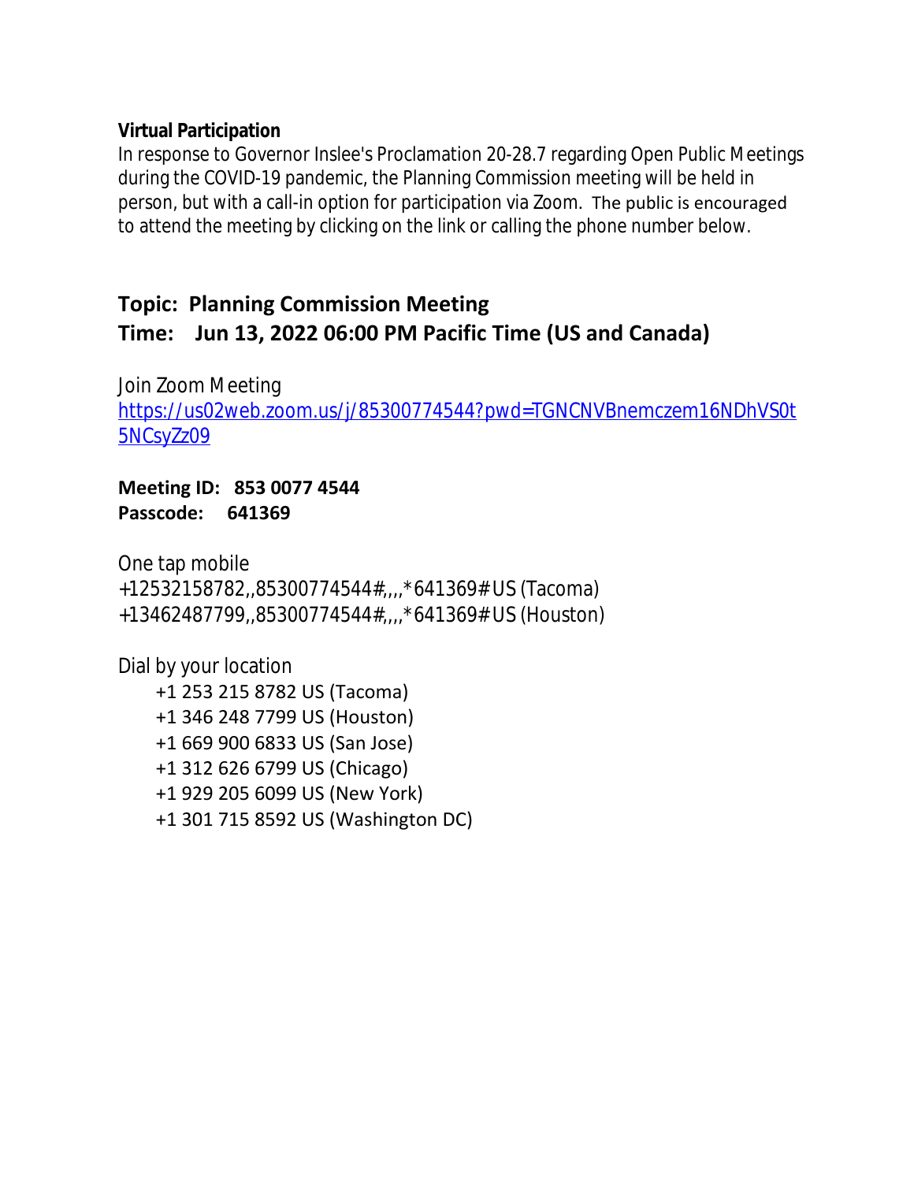**Virtual Participation**

In response to Governor Inslee's Proclamation 20-28.7 regarding Open Public Meetings during the COVID-19 pandemic, the Planning Commission meeting will be held in person, but with a call-in option for participation via Zoom. The public is encouraged to attend the meeting by clicking on the link or calling the phone number below.

## Topic: Planning Commission Meeting
## Time: Jun 13, 2022 06:00 PM Pacific Time (US and Canada)

Join Zoom Meeting
https://us02web.zoom.us/j/85300774544?pwd=TGNCNVBnemczem16NDhVS0t5NCsyZz09

**Meeting ID: 853 0077 4544**
**Passcode: 641369**

One tap mobile
+12532158782,,85300774544#,,,,*641369# US (Tacoma)
+13462487799,,85300774544#,,,,*641369# US (Houston)

Dial by your location
- +1 253 215 8782 US (Tacoma)
- +1 346 248 7799 US (Houston)
- +1 669 900 6833 US (San Jose)
- +1 312 626 6799 US (Chicago)
- +1 929 205 6099 US (New York)
- +1 301 715 8592 US (Washington DC)